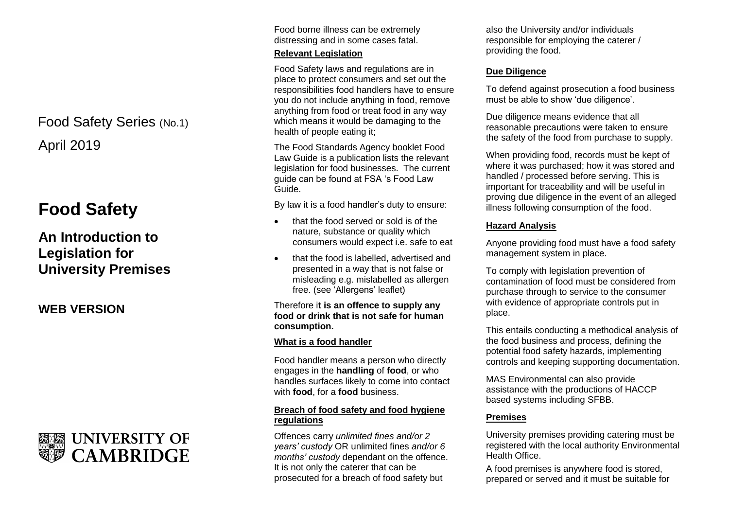Food Safety Series (No.1)

April 2019

# Food Safety

## An Introduction to Legislation for University Premises

## WEB VERSION

UNIVERSITY OF CAMBRIDGE

Food borne illness can be extremely distressing and in some cases fatal.

### Relevant Legislation

Food Safety laws and regulations are in place to protect consumers and set out the responsibilities food handlers have to ensure you do not include anything in food, remove anything from food or treat food in any way which means it would be damaging to the health of people eating it;

The Food Standards Agency booklet Food Law Guide is a publication lists the relevant legislation for food businesses. The current guide can be found at FSA 's Food Law Guide.

By law it is a food handler's duty to ensure:

- that the food served or sold is of the nature, substance or quality which consumers would expect i.e. safe to eat
- that the food is labelled, advertised and presented in a way that is not false or misleading e.g. mislabelled as allergen free. (see 'Allergens' leaflet)

Therefore i**t is an offence to supply any food or drink that is not safe for human consumption.**

### What is a food handler

Food handler means a person who directly engages in the **handling** of **food**, or who handles surfaces likely to come into contact with **food**, for a **food** business.

### Breach of food safety and food hygiene regulations

Offences carry *unlimited fines and/or 2 years' custody* OR unlimited fines *and/or 6 months' custody* dependant on the offence. It is not only the caterer that can be prosecuted for a breach of food safety but also the University and/or individuals responsible for employing the caterer / providing the food.

### Due Diligence

To defend against prosecution a food business must be able to show 'due diligence'.

Due diligence means evidence that all reasonable precautions were taken to ensure the safety of the food from purchase to supply.

When providing food, records must be kept of where it was purchased; how it was stored and handled / processed before serving. This is important for traceability and will be useful in proving due diligence in the event of an alleged illness following consumption of the food.

### Hazard Analysis

Anyone providing food must have a food safety management system in place.

To comply with legislation prevention of contamination of food must be considered from purchase through to service to the consumer with evidence of appropriate controls put in place.

This entails conducting a methodical analysis of the food business and process, defining the potential food safety hazards, implementing controls and keeping supporting documentation.

MAS Environmental can also provide assistance with the productions of HACCP based systems including SFBB.

### Premises

University premises providing catering must be registered with the local authority Environmental Health Office.

A food premises is anywhere food is stored, prepared or served and it must be suitable for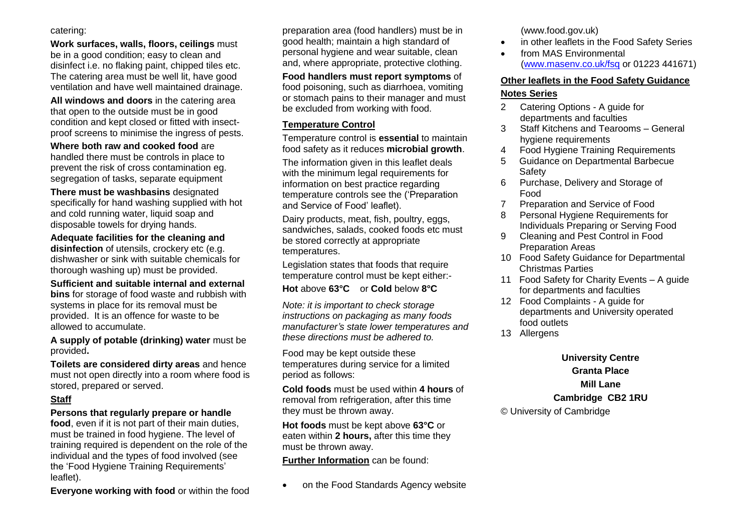catering:

**Work surfaces, walls, floors, ceilings** must be in a good condition; easy to clean and disinfect i.e. no flaking paint, chipped tiles etc. The catering area must be well lit, have good ventilation and have well maintained drainage.

**All windows and doors** in the catering area that open to the outside must be in good condition and kept closed or fitted with insect-proof screens to minimise the ingress of pests.

**Where both raw and cooked food** are handled there must be controls in place to prevent the risk of cross contamination eg. segregation of tasks, separate equipment

**There must be washbasins** designated specifically for hand washing supplied with hot and cold running water, liquid soap and disposable towels for drying hands.

**Adequate facilities for the cleaning and disinfection** of utensils, crockery etc (e.g. dishwasher or sink with suitable chemicals for thorough washing up) must be provided.

**Sufficient and suitable internal and external bins** for storage of food waste and rubbish with systems in place for its removal must be provided. It is an offence for waste to be allowed to accumulate.

**A supply of potable (drinking) water** must be provided**.**

**Toilets are considered dirty areas** and hence must not open directly into a room where food is stored, prepared or served.

## Staff

**Persons that regularly prepare or handle food**, even if it is not part of their main duties, must be trained in food hygiene. The level of training required is dependent on the role of the individual and the types of food involved (see the 'Food Hygiene Training Requirements' leaflet).

**Everyone working with food** or within the food preparation area (food handlers) must be in good health; maintain a high standard of personal hygiene and wear suitable, clean and, where appropriate, protective clothing.

**Food handlers must report symptoms** of food poisoning, such as diarrhoea, vomiting or stomach pains to their manager and must be excluded from working with food.

## Temperature Control

Temperature control is **essential** to maintain food safety as it reduces **microbial growth**.

The information given in this leaflet deals with the minimum legal requirements for information on best practice regarding temperature controls see the ('Preparation and Service of Food' leaflet).

Dairy products, meat, fish, poultry, eggs, sandwiches, salads, cooked foods etc must be stored correctly at appropriate temperatures.

Legislation states that foods that require temperature control must be kept either:-

**Hot** above **63°C** or **Cold** below **8°C**

*Note: it is important to check storage instructions on packaging as many foods manufacturer's state lower temperatures and these directions must be adhered to.*

Food may be kept outside these temperatures during service for a limited period as follows:

**Cold foods** must be used within **4 hours** of removal from refrigeration, after this time they must be thrown away.

**Hot foods** must be kept above **63°C** or eaten within **2 hours,** after this time they must be thrown away.

**Further Information** can be found:

- on the Food Standards Agency website (www.food.gov.uk)
- in other leaflets in the Food Safety Series
- from MAS Environmental (www.masenv.co.uk/fsq or 01223 441671)

## Other leaflets in the Food Safety Guidance Notes Series

2. Catering Options - A guide for departments and faculties
3. Staff Kitchens and Tearooms – General hygiene requirements
4. Food Hygiene Training Requirements
5. Guidance on Departmental Barbecue Safety
6. Purchase, Delivery and Storage of Food
7. Preparation and Service of Food
8. Personal Hygiene Requirements for Individuals Preparing or Serving Food
9. Cleaning and Pest Control in Food Preparation Areas
10. Food Safety Guidance for Departmental Christmas Parties
11. Food Safety for Charity Events – A guide for departments and faculties
12. Food Complaints - A guide for departments and University operated food outlets
13. Allergens

**University Centre**
**Granta Place**
**Mill Lane**
**Cambridge CB2 1RU**

© University of Cambridge